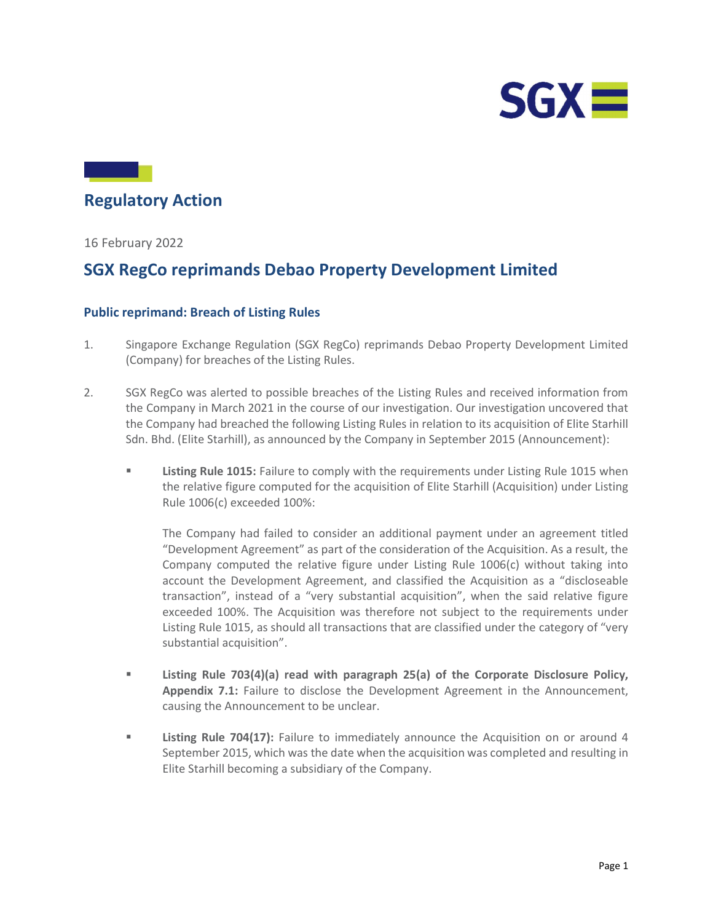## Regulatory Action

16 February 2022

# SGX RegCo reprimands Debao Property Development Limited

### Public reprimand: Breach of Listing Rules

1. Singapore Exchange Regulation (SGX RegCo) reprimands Debao Property Development Limited (Company) for breaches of the Listing Rules.

2. SGX RegCo was alerted to possible breaches of the Listing Rules and received information from the Company in March 2021 in the course of our investigation. Our investigation uncovered that the Company had breached the following Listing Rules in relation to its acquisition of Elite Starhill Sdn. Bhd. (Elite Starhill), as announced by the Company in September 2015 (Announcement):

   - **Listing Rule 1015:** Failure to comply with the requirements under Listing Rule 1015 when the relative figure computed for the acquisition of Elite Starhill (Acquisition) under Listing Rule 1006(c) exceeded 100%:

     The Company had failed to consider an additional payment under an agreement titled "Development Agreement" as part of the consideration of the Acquisition. As a result, the Company computed the relative figure under Listing Rule 1006(c) without taking into account the Development Agreement, and classified the Acquisition as a "discloseable transaction", instead of a "very substantial acquisition", when the said relative figure exceeded 100%. The Acquisition was therefore not subject to the requirements under Listing Rule 1015, as should all transactions that are classified under the category of "very substantial acquisition".

   - **Listing Rule 703(4)(a) read with paragraph 25(a) of the Corporate Disclosure Policy, Appendix 7.1:** Failure to disclose the Development Agreement in the Announcement, causing the Announcement to be unclear.

   - **Listing Rule 704(17):** Failure to immediately announce the Acquisition on or around 4 September 2015, which was the date when the acquisition was completed and resulting in Elite Starhill becoming a subsidiary of the Company.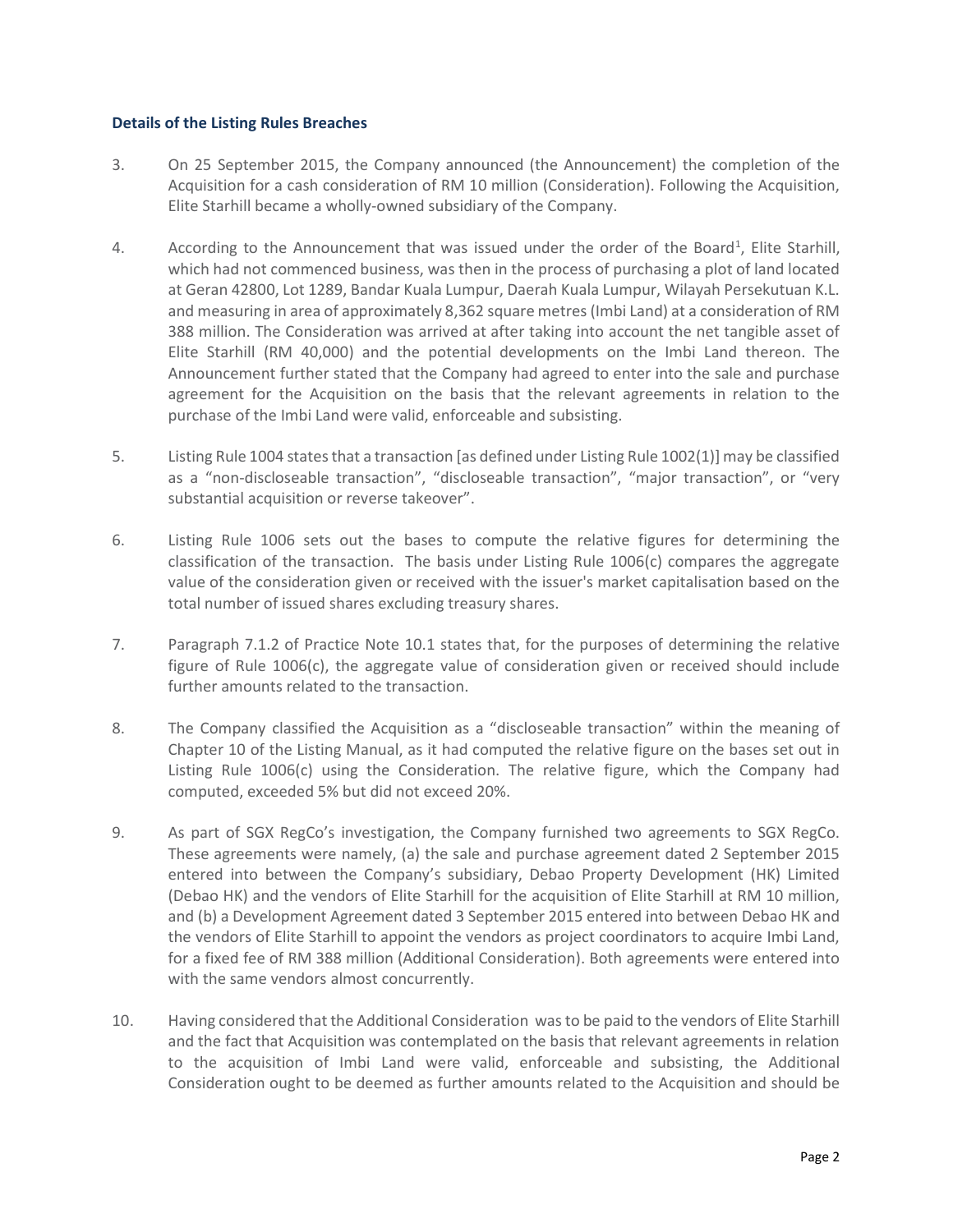### Details of the Listing Rules Breaches

3. On 25 September 2015, the Company announced (the Announcement) the completion of the Acquisition for a cash consideration of RM 10 million (Consideration). Following the Acquisition, Elite Starhill became a wholly-owned subsidiary of the Company.

4. According to the Announcement that was issued under the order of the Board[1], Elite Starhill, which had not commenced business, was then in the process of purchasing a plot of land located at Geran 42800, Lot 1289, Bandar Kuala Lumpur, Daerah Kuala Lumpur, Wilayah Persekutuan K.L. and measuring in area of approximately 8,362 square metres (Imbi Land) at a consideration of RM 388 million. The Consideration was arrived at after taking into account the net tangible asset of Elite Starhill (RM 40,000) and the potential developments on the Imbi Land thereon. The Announcement further stated that the Company had agreed to enter into the sale and purchase agreement for the Acquisition on the basis that the relevant agreements in relation to the purchase of the Imbi Land were valid, enforceable and subsisting.

5. Listing Rule 1004 states that a transaction [as defined under Listing Rule 1002(1)] may be classified as a "non-discloseable transaction", "discloseable transaction", "major transaction", or "very substantial acquisition or reverse takeover".

6. Listing Rule 1006 sets out the bases to compute the relative figures for determining the classification of the transaction. The basis under Listing Rule 1006(c) compares the aggregate value of the consideration given or received with the issuer's market capitalisation based on the total number of issued shares excluding treasury shares.

7. Paragraph 7.1.2 of Practice Note 10.1 states that, for the purposes of determining the relative figure of Rule 1006(c), the aggregate value of consideration given or received should include further amounts related to the transaction.

8. The Company classified the Acquisition as a "discloseable transaction" within the meaning of Chapter 10 of the Listing Manual, as it had computed the relative figure on the bases set out in Listing Rule 1006(c) using the Consideration. The relative figure, which the Company had computed, exceeded 5% but did not exceed 20%.

9. As part of SGX RegCo's investigation, the Company furnished two agreements to SGX RegCo. These agreements were namely, (a) the sale and purchase agreement dated 2 September 2015 entered into between the Company's subsidiary, Debao Property Development (HK) Limited (Debao HK) and the vendors of Elite Starhill for the acquisition of Elite Starhill at RM 10 million, and (b) a Development Agreement dated 3 September 2015 entered into between Debao HK and the vendors of Elite Starhill to appoint the vendors as project coordinators to acquire Imbi Land, for a fixed fee of RM 388 million (Additional Consideration). Both agreements were entered into with the same vendors almost concurrently.

10. Having considered that the Additional Consideration was to be paid to the vendors of Elite Starhill and the fact that Acquisition was contemplated on the basis that relevant agreements in relation to the acquisition of Imbi Land were valid, enforceable and subsisting, the Additional Consideration ought to be deemed as further amounts related to the Acquisition and should be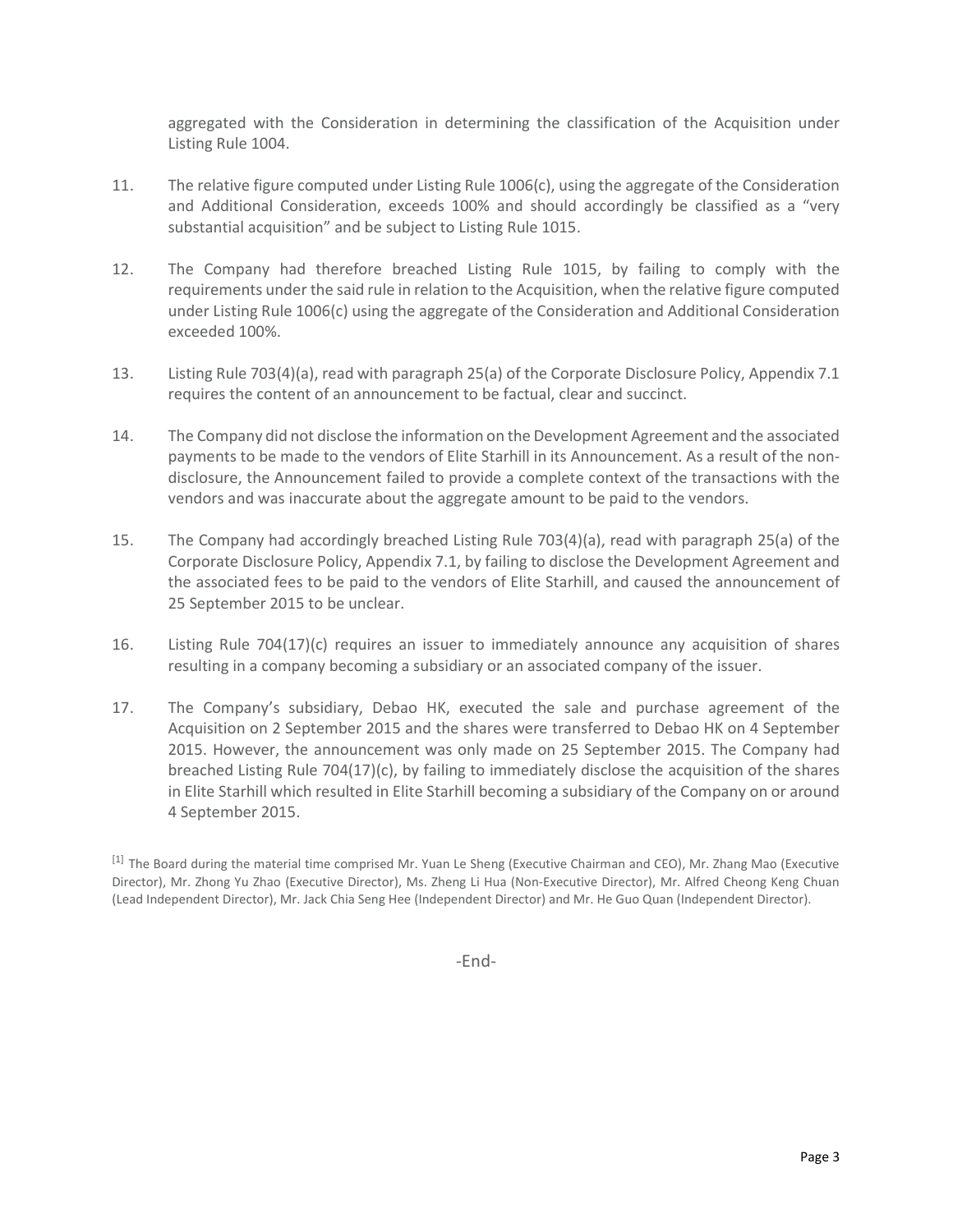aggregated with the Consideration in determining the classification of the Acquisition under Listing Rule 1004.

11. The relative figure computed under Listing Rule 1006(c), using the aggregate of the Consideration and Additional Consideration, exceeds 100% and should accordingly be classified as a "very substantial acquisition" and be subject to Listing Rule 1015.

12. The Company had therefore breached Listing Rule 1015, by failing to comply with the requirements under the said rule in relation to the Acquisition, when the relative figure computed under Listing Rule 1006(c) using the aggregate of the Consideration and Additional Consideration exceeded 100%.

13. Listing Rule 703(4)(a), read with paragraph 25(a) of the Corporate Disclosure Policy, Appendix 7.1 requires the content of an announcement to be factual, clear and succinct.

14. The Company did not disclose the information on the Development Agreement and the associated payments to be made to the vendors of Elite Starhill in its Announcement. As a result of the non-disclosure, the Announcement failed to provide a complete context of the transactions with the vendors and was inaccurate about the aggregate amount to be paid to the vendors.

15. The Company had accordingly breached Listing Rule 703(4)(a), read with paragraph 25(a) of the Corporate Disclosure Policy, Appendix 7.1, by failing to disclose the Development Agreement and the associated fees to be paid to the vendors of Elite Starhill, and caused the announcement of 25 September 2015 to be unclear.

16. Listing Rule 704(17)(c) requires an issuer to immediately announce any acquisition of shares resulting in a company becoming a subsidiary or an associated company of the issuer.

17. The Company's subsidiary, Debao HK, executed the sale and purchase agreement of the Acquisition on 2 September 2015 and the shares were transferred to Debao HK on 4 September 2015. However, the announcement was only made on 25 September 2015. The Company had breached Listing Rule 704(17)(c), by failing to immediately disclose the acquisition of the shares in Elite Starhill which resulted in Elite Starhill becoming a subsidiary of the Company on or around 4 September 2015.

[1] The Board during the material time comprised Mr. Yuan Le Sheng (Executive Chairman and CEO), Mr. Zhang Mao (Executive Director), Mr. Zhong Yu Zhao (Executive Director), Ms. Zheng Li Hua (Non-Executive Director), Mr. Alfred Cheong Keng Chuan (Lead Independent Director), Mr. Jack Chia Seng Hee (Independent Director) and Mr. He Guo Quan (Independent Director).

-End-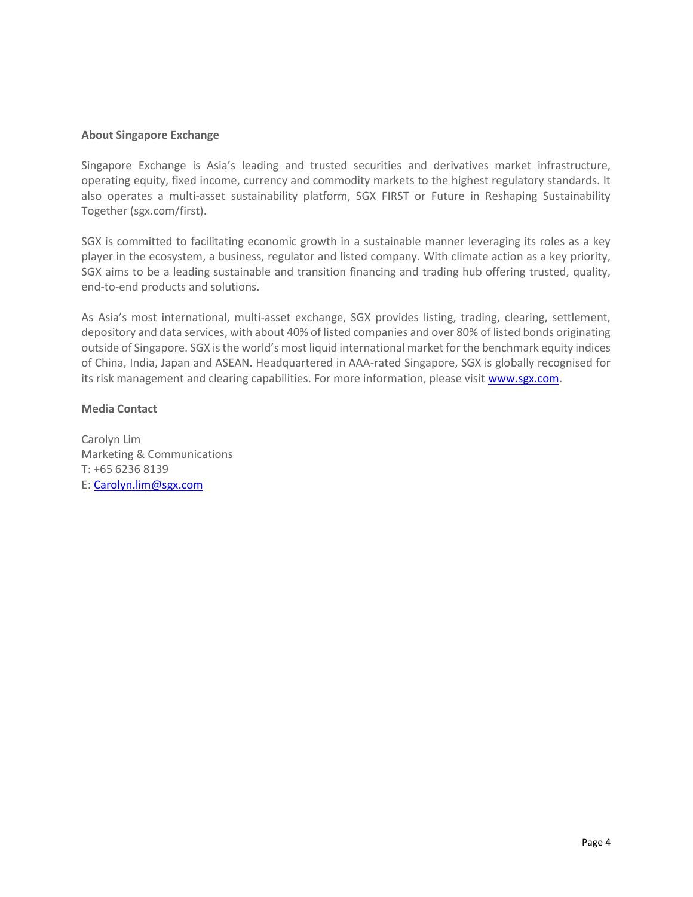**About Singapore Exchange**

Singapore Exchange is Asia's leading and trusted securities and derivatives market infrastructure, operating equity, fixed income, currency and commodity markets to the highest regulatory standards. It also operates a multi-asset sustainability platform, SGX FIRST or Future in Reshaping Sustainability Together (sgx.com/first).

SGX is committed to facilitating economic growth in a sustainable manner leveraging its roles as a key player in the ecosystem, a business, regulator and listed company. With climate action as a key priority, SGX aims to be a leading sustainable and transition financing and trading hub offering trusted, quality, end-to-end products and solutions.

As Asia's most international, multi-asset exchange, SGX provides listing, trading, clearing, settlement, depository and data services, with about 40% of listed companies and over 80% of listed bonds originating outside of Singapore. SGX is the world's most liquid international market for the benchmark equity indices of China, India, Japan and ASEAN. Headquartered in AAA-rated Singapore, SGX is globally recognised for its risk management and clearing capabilities. For more information, please visit [www.sgx.com](http://www.sgx.com).

**Media Contact**

Carolyn Lim
Marketing & Communications
T: +65 6236 8139
E: [Carolyn.lim@sgx.com](mailto:Carolyn.lim@sgx.com)